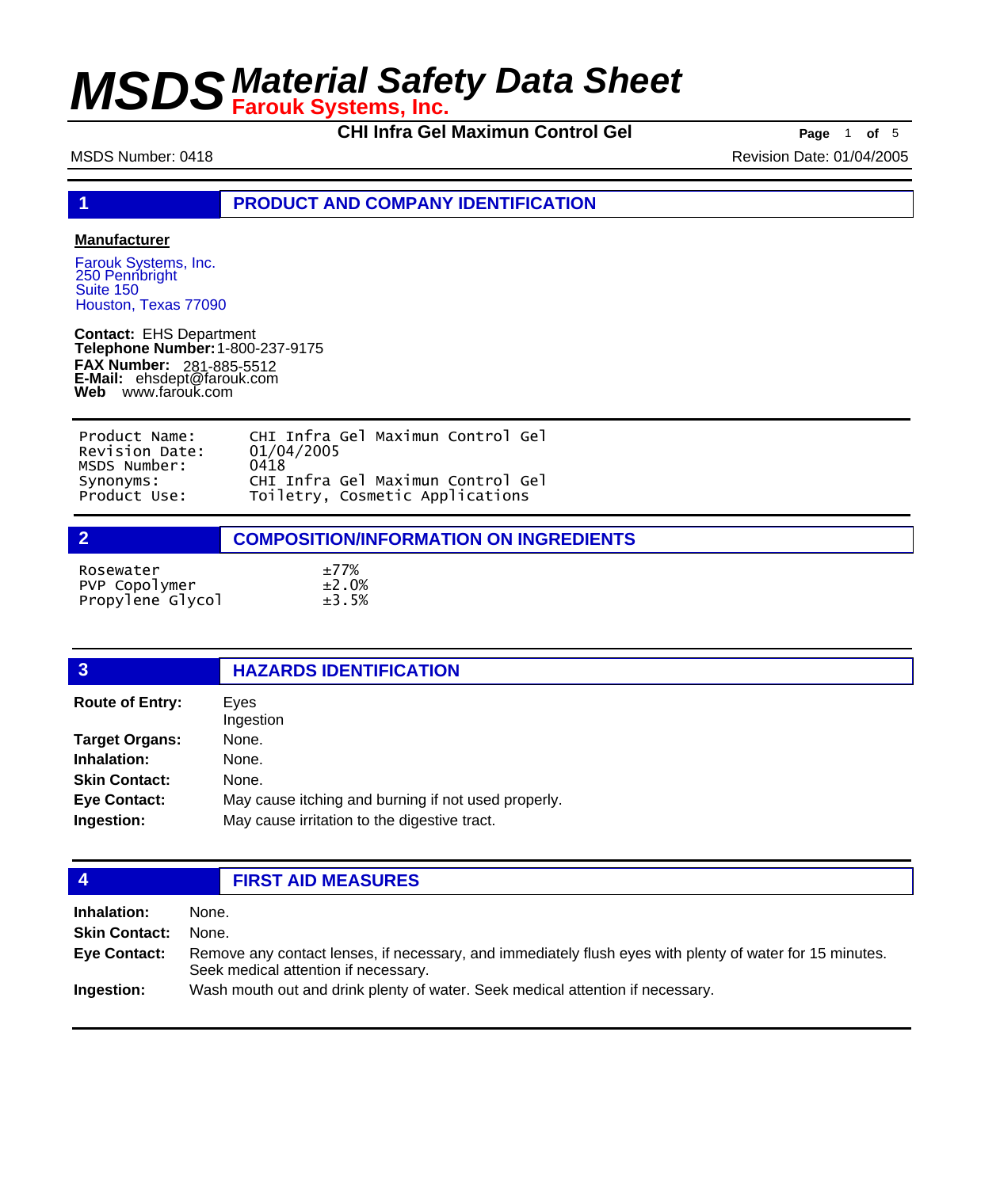# MSDS Material Safety Data Sheet
## Farouk Systems, Inc.

**CHI Infra Gel Maximun Control Gel**

MSDS Number: 0418 Revision Date: 01/04/2005

## 1 PRODUCT AND COMPANY IDENTIFICATION

**Manufacturer**

Farouk Systems, Inc.
250 Pennbright
Suite 150
Houston, Texas 77090

**Contact:** EHS Department
**Telephone Number:** 1-800-237-9175
**FAX Number:** 281-885-5512
**E-Mail:** ehsdept@farouk.com
**Web** www.farouk.com

| | |
|---|---|
| Product Name: | CHI Infra Gel Maximun Control Gel |
| Revision Date: | 01/04/2005 |
| MSDS Number: | 0418 |
| Synonyms: | CHI Infra Gel Maximun Control Gel |
| Product Use: | Toiletry, Cosmetic Applications |

## 2 COMPOSITION/INFORMATION ON INGREDIENTS

| | |
|---|---|
| Rosewater | ±77% |
| PVP Copolymer | ±2.0% |
| Propylene Glycol | ±3.5% |

## 3 HAZARDS IDENTIFICATION

**Route of Entry:** Eyes
Ingestion

**Target Organs:** None.

**Inhalation:** None.

**Skin Contact:** None.

**Eye Contact:** May cause itching and burning if not used properly.

**Ingestion:** May cause irritation to the digestive tract.

## 4 FIRST AID MEASURES

**Inhalation:** None.

**Skin Contact:** None.

**Eye Contact:** Remove any contact lenses, if necessary, and immediately flush eyes with plenty of water for 15 minutes. Seek medical attention if necessary.

**Ingestion:** Wash mouth out and drink plenty of water. Seek medical attention if necessary.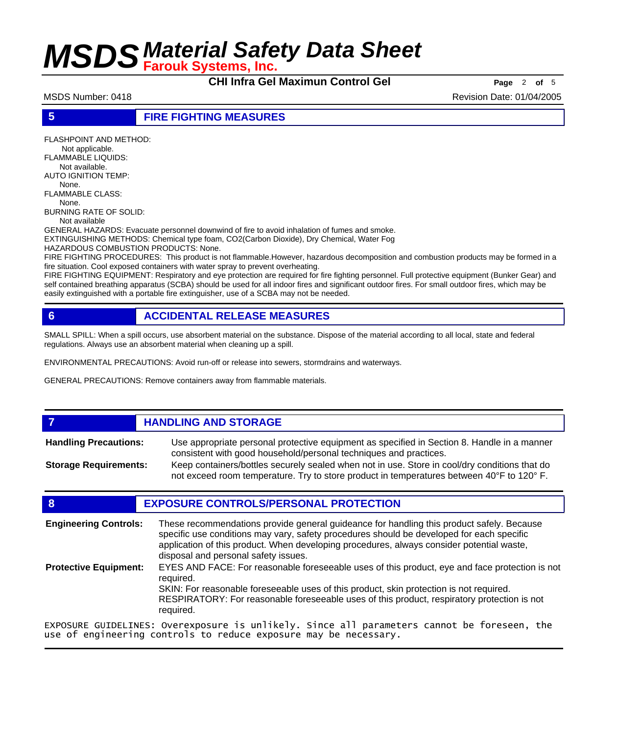## 5 FIRE FIGHTING MEASURES

FLASHPOINT AND METHOD:
Not applicable.
FLAMMABLE LIQUIDS:
Not available.
AUTO IGNITION TEMP:
None.
FLAMMABLE CLASS:
None.
BURNING RATE OF SOLID:
Not available
GENERAL HAZARDS: Evacuate personnel downwind of fire to avoid inhalation of fumes and smoke.
EXTINGUISHING METHODS: Chemical type foam, CO2(Carbon Dioxide), Dry Chemical, Water Fog
HAZARDOUS COMBUSTION PRODUCTS: None.
FIRE FIGHTING PROCEDURES: This product is not flammable.However, hazardous decomposition and combustion products may be formed in a fire situation. Cool exposed containers with water spray to prevent overheating.
FIRE FIGHTING EQUIPMENT: Respiratory and eye protection are required for fire fighting personnel. Full protective equipment (Bunker Gear) and self contained breathing apparatus (SCBA) should be used for all indoor fires and significant outdoor fires. For small outdoor fires, which may be easily extinguished with a portable fire extinguisher, use of a SCBA may not be needed.

## 6 ACCIDENTAL RELEASE MEASURES

SMALL SPILL: When a spill occurs, use absorbent material on the substance. Dispose of the material according to all local, state and federal regulations. Always use an absorbent material when cleaning up a spill.

ENVIRONMENTAL PRECAUTIONS: Avoid run-off or release into sewers, stormdrains and waterways.

GENERAL PRECAUTIONS: Remove containers away from flammable materials.

## 7 HANDLING AND STORAGE

**Handling Precautions:** Use appropriate personal protective equipment as specified in Section 8. Handle in a manner consistent with good household/personal techniques and practices.

**Storage Requirements:** Keep containers/bottles securely sealed when not in use. Store in cool/dry conditions that do not exceed room temperature. Try to store product in temperatures between 40°F to 120° F.

## 8 EXPOSURE CONTROLS/PERSONAL PROTECTION

**Engineering Controls:** These recommendations provide general guideance for handling this product safely. Because specific use conditions may vary, safety procedures should be developed for each specific application of this product. When developing procedures, always consider potential waste, disposal and personal safety issues.

**Protective Equipment:** EYES AND FACE: For reasonable foreseeable uses of this product, eye and face protection is not required.
SKIN: For reasonable foreseeable uses of this product, skin protection is not required.
RESPIRATORY: For reasonable foreseeable uses of this product, respiratory protection is not required.

EXPOSURE GUIDELINES: Overexposure is unlikely. Since all parameters cannot be foreseen, the use of engineering controls to reduce exposure may be necessary.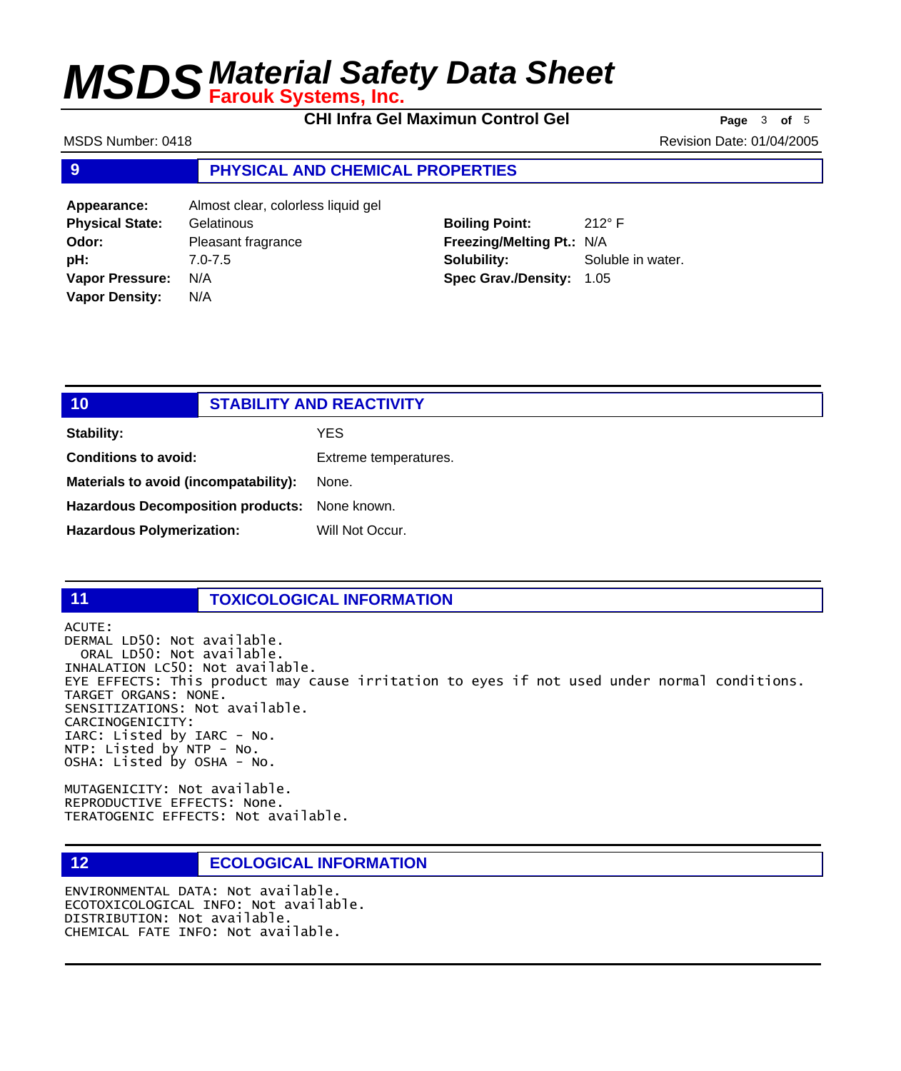## 9 PHYSICAL AND CHEMICAL PROPERTIES

**Appearance:** Almost clear, colorless liquid gel
**Physical State:** Gelatinous
**Odor:** Pleasant fragrance
**pH:** 7.0-7.5
**Vapor Pressure:** N/A
**Vapor Density:** N/A

**Boiling Point:** 212° F
**Freezing/Melting Pt.:** N/A
**Solubility:** Soluble in water.
**Spec Grav./Density:** 1.05

## 10 STABILITY AND REACTIVITY

**Stability:** YES

**Conditions to avoid:** Extreme temperatures.

**Materials to avoid (incompatability):** None.

**Hazardous Decomposition products:** None known.

**Hazardous Polymerization:** Will Not Occur.

## 11 TOXICOLOGICAL INFORMATION

ACUTE:
DERMAL LD50: Not available.
ORAL LD50: Not available.
INHALATION LC50: Not available.
EYE EFFECTS: This product may cause irritation to eyes if not used under normal conditions.
TARGET ORGANS: NONE.
SENSITIZATIONS: Not available.
CARCINOGENICITY:
IARC: Listed by IARC - No.
NTP: Listed by NTP - No.
OSHA: Listed by OSHA - No.

MUTAGENICITY: Not available.
REPRODUCTIVE EFFECTS: None.
TERATOGENIC EFFECTS: Not available.

## 12 ECOLOGICAL INFORMATION

ENVIRONMENTAL DATA: Not available.
ECOTOXICOLOGICAL INFO: Not available.
DISTRIBUTION: Not available.
CHEMICAL FATE INFO: Not available.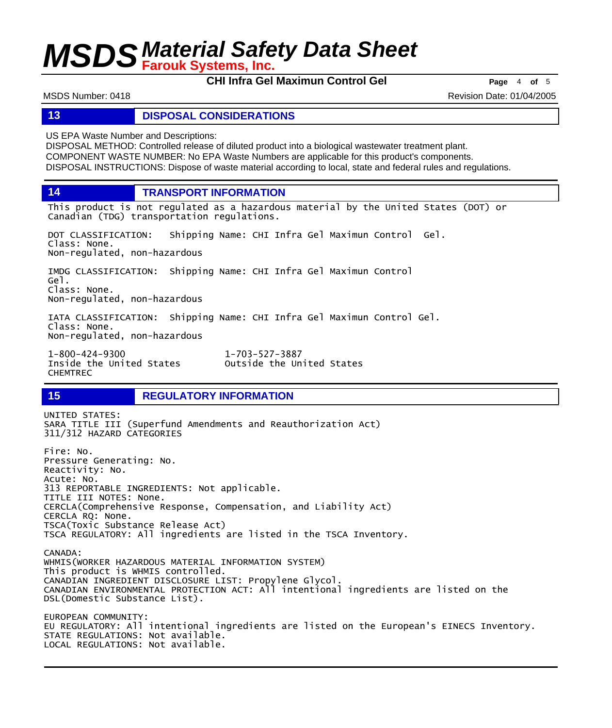## 13 DISPOSAL CONSIDERATIONS

US EPA Waste Number and Descriptions:
DISPOSAL METHOD: Controlled release of diluted product into a biological wastewater treatment plant.
COMPONENT WASTE NUMBER: No EPA Waste Numbers are applicable for this product's components.
DISPOSAL INSTRUCTIONS: Dispose of waste material according to local, state and federal rules and regulations.

## 14 TRANSPORT INFORMATION

This product is not regulated as a hazardous material by the United States (DOT) or Canadian (TDG) transportation regulations.

DOT CLASSIFICATION: Shipping Name: CHI Infra Gel Maximun Control Gel.
Class: None.
Non-regulated, non-hazardous

IMDG CLASSIFICATION: Shipping Name: CHI Infra Gel Maximun Control Gel.
Class: None.
Non-regulated, non-hazardous

IATA CLASSIFICATION: Shipping Name: CHI Infra Gel Maximun Control Gel.
Class: None.
Non-regulated, non-hazardous

| 1-800-424-9300 | 1-703-527-3887 |
|---|---|
| Inside the United States | Outside the United States |
| CHEMTREC | |

## 15 REGULATORY INFORMATION

UNITED STATES:
SARA TITLE III (Superfund Amendments and Reauthorization Act)
311/312 HAZARD CATEGORIES

Fire: No.
Pressure Generating: No.
Reactivity: No.
Acute: No.
313 REPORTABLE INGREDIENTS: Not applicable.
TITLE III NOTES: None.
CERCLA(Comprehensive Response, Compensation, and Liability Act)
CERCLA RQ: None.
TSCA(Toxic Substance Release Act)
TSCA REGULATORY: All ingredients are listed in the TSCA Inventory.

CANADA:
WHMIS(WORKER HAZARDOUS MATERIAL INFORMATION SYSTEM)
This product is WHMIS controlled.
CANADIAN INGREDIENT DISCLOSURE LIST: Propylene Glycol.
CANADIAN ENVIRONMENTAL PROTECTION ACT: All intentional ingredients are listed on the DSL(Domestic Substance List).

EUROPEAN COMMUNITY:
EU REGULATORY: All intentional ingredients are listed on the European's EINECS Inventory.
STATE REGULATIONS: Not available.
LOCAL REGULATIONS: Not available.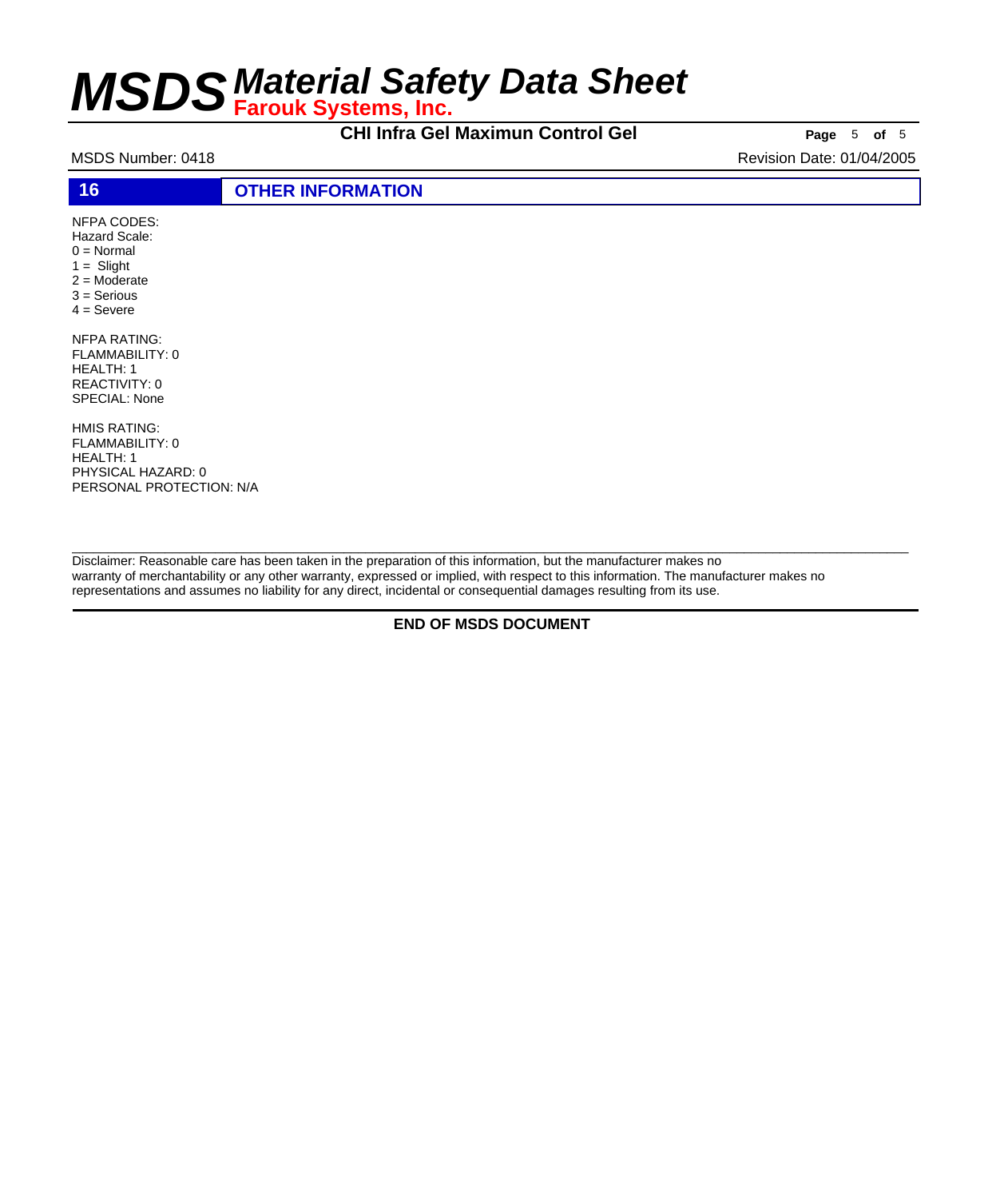# MSDS Material Safety Data Sheet

**Farouk Systems, Inc.**

**CHI Infra Gel Maximun Control Gel**

MSDS Number: 0418

Revision Date: 01/04/2005

## 16 OTHER INFORMATION

NFPA CODES:
Hazard Scale:
0 = Normal
1 = Slight
2 = Moderate
3 = Serious
4 = Severe

NFPA RATING:
FLAMMABILITY: 0
HEALTH: 1
REACTIVITY: 0
SPECIAL: None

HMIS RATING:
FLAMMABILITY: 0
HEALTH: 1
PHYSICAL HAZARD: 0
PERSONAL PROTECTION: N/A

---

Disclaimer: Reasonable care has been taken in the preparation of this information, but the manufacturer makes no warranty of merchantability or any other warranty, expressed or implied, with respect to this information. The manufacturer makes no representations and assumes no liability for any direct, incidental or consequential damages resulting from its use.

---

**END OF MSDS DOCUMENT**